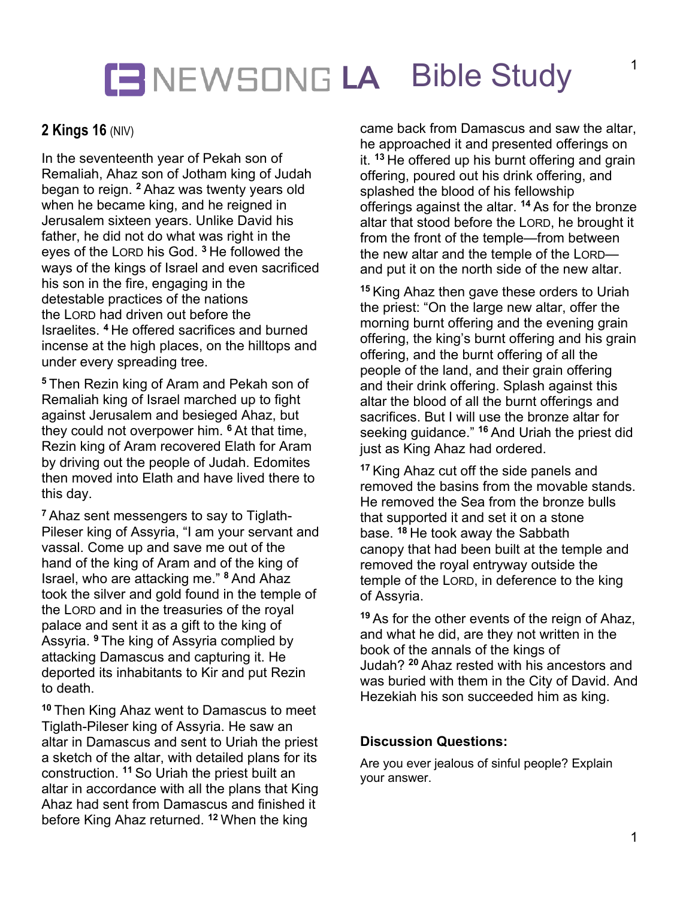# NEWSONG LA Bible Study

**2 Kings 16** (NIV)

In the seventeenth year of Pekah son of Remaliah, Ahaz son of Jotham king of Judah began to reign. [2] Ahaz was twenty years old when he became king, and he reigned in Jerusalem sixteen years. Unlike David his father, he did not do what was right in the eyes of the LORD his God. [3] He followed the ways of the kings of Israel and even sacrificed his son in the fire, engaging in the detestable practices of the nations the LORD had driven out before the Israelites. [4] He offered sacrifices and burned incense at the high places, on the hilltops and under every spreading tree.

[5] Then Rezin king of Aram and Pekah son of Remaliah king of Israel marched up to fight against Jerusalem and besieged Ahaz, but they could not overpower him. [6] At that time, Rezin king of Aram recovered Elath for Aram by driving out the people of Judah. Edomites then moved into Elath and have lived there to this day.

[7] Ahaz sent messengers to say to Tiglath-Pileser king of Assyria, "I am your servant and vassal. Come up and save me out of the hand of the king of Aram and of the king of Israel, who are attacking me." [8] And Ahaz took the silver and gold found in the temple of the LORD and in the treasuries of the royal palace and sent it as a gift to the king of Assyria. [9] The king of Assyria complied by attacking Damascus and capturing it. He deported its inhabitants to Kir and put Rezin to death.

[10] Then King Ahaz went to Damascus to meet Tiglath-Pileser king of Assyria. He saw an altar in Damascus and sent to Uriah the priest a sketch of the altar, with detailed plans for its construction. [11] So Uriah the priest built an altar in accordance with all the plans that King Ahaz had sent from Damascus and finished it before King Ahaz returned. [12] When the king came back from Damascus and saw the altar, he approached it and presented offerings on it. [13] He offered up his burnt offering and grain offering, poured out his drink offering, and splashed the blood of his fellowship offerings against the altar. [14] As for the bronze altar that stood before the LORD, he brought it from the front of the temple—from between the new altar and the temple of the LORD—and put it on the north side of the new altar.

[15] King Ahaz then gave these orders to Uriah the priest: "On the large new altar, offer the morning burnt offering and the evening grain offering, the king's burnt offering and his grain offering, and the burnt offering of all the people of the land, and their grain offering and their drink offering. Splash against this altar the blood of all the burnt offerings and sacrifices. But I will use the bronze altar for seeking guidance." [16] And Uriah the priest did just as King Ahaz had ordered.

[17] King Ahaz cut off the side panels and removed the basins from the movable stands. He removed the Sea from the bronze bulls that supported it and set it on a stone base. [18] He took away the Sabbath canopy that had been built at the temple and removed the royal entryway outside the temple of the LORD, in deference to the king of Assyria.

[19] As for the other events of the reign of Ahaz, and what he did, are they not written in the book of the annals of the kings of Judah? [20] Ahaz rested with his ancestors and was buried with them in the City of David. And Hezekiah his son succeeded him as king.

**Discussion Questions:**

Are you ever jealous of sinful people? Explain your answer.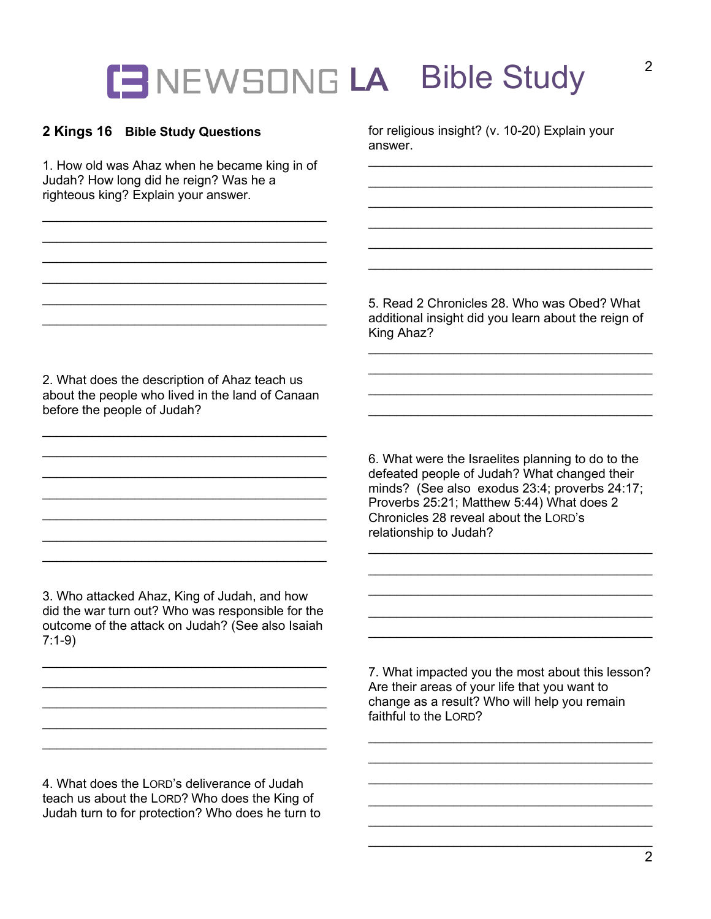# NEWSONG LA Bible Study

## 2 Kings 16 Bible Study Questions

1. How old was Ahaz when he became king in of Judah? How long did he reign? Was he a righteous king? Explain your answer.

______________________________________

______________________________________

______________________________________

______________________________________

______________________________________

______________________________________

2. What does the description of Ahaz teach us about the people who lived in the land of Canaan before the people of Judah?

______________________________________

______________________________________

______________________________________

______________________________________

______________________________________

______________________________________

______________________________________

3. Who attacked Ahaz, King of Judah, and how did the war turn out? Who was responsible for the outcome of the attack on Judah? (See also Isaiah 7:1-9)

______________________________________

______________________________________

______________________________________

______________________________________

______________________________________

4. What does the LORD's deliverance of Judah teach us about the LORD? Who does the King of Judah turn to for protection? Who does he turn to for religious insight? (v. 10-20) Explain your answer.

______________________________________

______________________________________

______________________________________

______________________________________

______________________________________

______________________________________

5. Read 2 Chronicles 28. Who was Obed? What additional insight did you learn about the reign of King Ahaz?

______________________________________

______________________________________

______________________________________

______________________________________

6. What were the Israelites planning to do to the defeated people of Judah? What changed their minds? (See also exodus 23:4; proverbs 24:17; Proverbs 25:21; Matthew 5:44) What does 2 Chronicles 28 reveal about the LORD's relationship to Judah?

______________________________________

______________________________________

______________________________________

______________________________________

______________________________________

7. What impacted you the most about this lesson? Are their areas of your life that you want to change as a result? Who will help you remain faithful to the LORD?

______________________________________

______________________________________

______________________________________

______________________________________

______________________________________

______________________________________